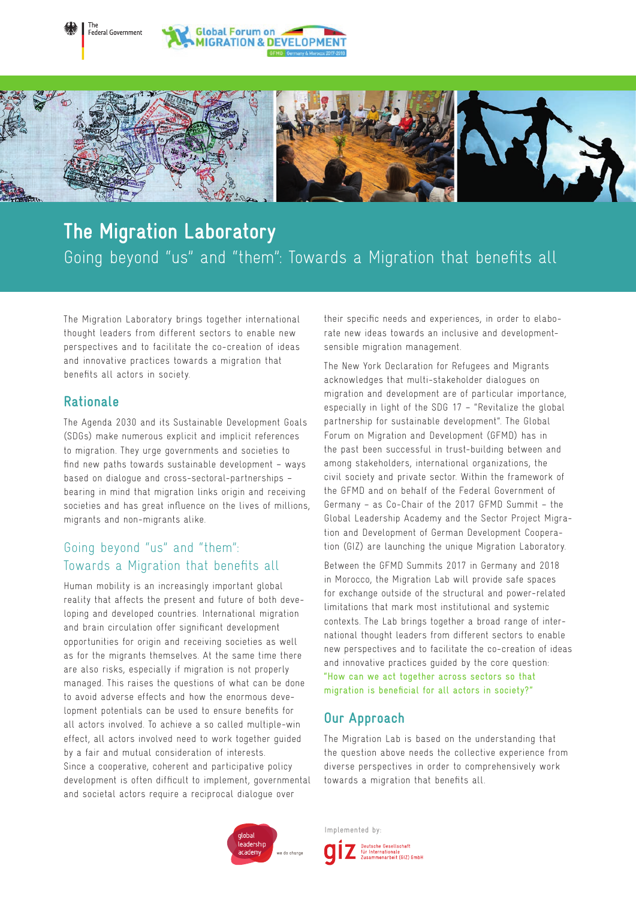The Federal Government

Global Forum on MIGRATION & DEVELOPMENT

GFMD Germany & Morocco 2017-2018

# The Migration Laboratory

Going beyond "us" and "them": Towards a Migration that benefits all

The Migration Laboratory brings together international thought leaders from different sectors to enable new perspectives and to facilitate the co-creation of ideas and innovative practices towards a migration that benefits all actors in society.

## Rationale

The Agenda 2030 and its Sustainable Development Goals (SDGs) make numerous explicit and implicit references to migration. They urge governments and societies to find new paths towards sustainable development – ways based on dialogue and cross-sectoral-partnerships – bearing in mind that migration links origin and receiving societies and has great influence on the lives of millions, migrants and non-migrants alike.

## Going beyond "us" and "them": Towards a Migration that benefits all

Human mobility is an increasingly important global reality that affects the present and future of both developing and developed countries. International migration and brain circulation offer significant development opportunities for origin and receiving societies as well as for the migrants themselves. At the same time there are also risks, especially if migration is not properly managed. This raises the questions of what can be done to avoid adverse effects and how the enormous development potentials can be used to ensure benefits for all actors involved. To achieve a so called multiple-win effect, all actors involved need to work together guided by a fair and mutual consideration of interests.
Since a cooperative, coherent and participative policy development is often difficult to implement, governmental and societal actors require a reciprocal dialogue over their specific needs and experiences, in order to elaborate new ideas towards an inclusive and development-sensible migration management.

The New York Declaration for Refugees and Migrants acknowledges that multi-stakeholder dialogues on migration and development are of particular importance, especially in light of the SDG 17 – "Revitalize the global partnership for sustainable development". The Global Forum on Migration and Development (GFMD) has in the past been successful in trust-building between and among stakeholders, international organizations, the civil society and private sector. Within the framework of the GFMD and on behalf of the Federal Government of Germany – as Co-Chair of the 2017 GFMD Summit – the Global Leadership Academy and the Sector Project Migration and Development of German Development Cooperation (GIZ) are launching the unique Migration Laboratory.

Between the GFMD Summits 2017 in Germany and 2018 in Morocco, the Migration Lab will provide safe spaces for exchange outside of the structural and power-related limitations that mark most institutional and systemic contexts. The Lab brings together a broad range of international thought leaders from different sectors to enable new perspectives and to facilitate the co-creation of ideas and innovative practices guided by the core question: "How can we act together across sectors so that migration is beneficial for all actors in society?"

## Our Approach

The Migration Lab is based on the understanding that the question above needs the collective experience from diverse perspectives in order to comprehensively work towards a migration that benefits all.

global leadership academy – we do change

Implemented by: giz Deutsche Gesellschaft für Internationale Zusammenarbeit (GIZ) GmbH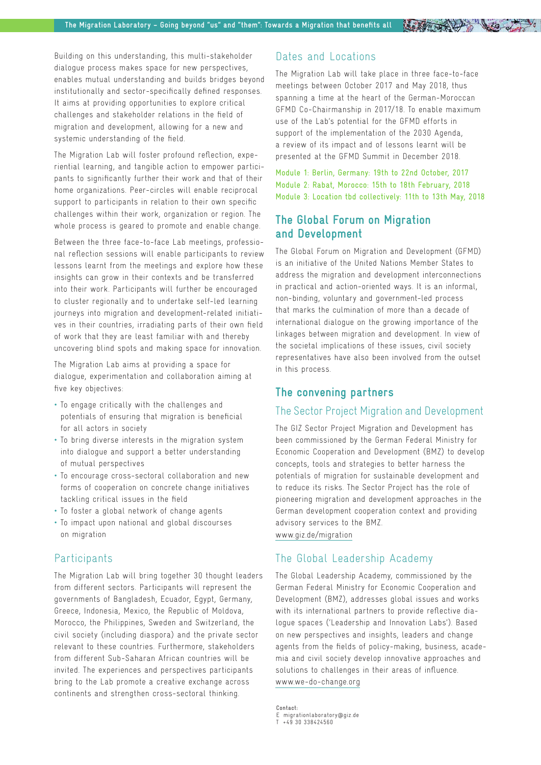Building on this understanding, this multi-stakeholder dialogue process makes space for new perspectives, enables mutual understanding and builds bridges beyond institutionally and sector-specifically defined responses. It aims at providing opportunities to explore critical challenges and stakeholder relations in the field of migration and development, allowing for a new and systemic understanding of the field.

The Migration Lab will foster profound reflection, experiential learning, and tangible action to empower participants to significantly further their work and that of their home organizations. Peer-circles will enable reciprocal support to participants in relation to their own specific challenges within their work, organization or region. The whole process is geared to promote and enable change.

Between the three face-to-face Lab meetings, professional reflection sessions will enable participants to review lessons learnt from the meetings and explore how these insights can grow in their contexts and be transferred into their work. Participants will further be encouraged to cluster regionally and to undertake self-led learning journeys into migration and development-related initiatives in their countries, irradiating parts of their own field of work that they are least familiar with and thereby uncovering blind spots and making space for innovation.

The Migration Lab aims at providing a space for dialogue, experimentation and collaboration aiming at five key objectives:

- To engage critically with the challenges and potentials of ensuring that migration is beneficial for all actors in society
- To bring diverse interests in the migration system into dialogue and support a better understanding of mutual perspectives
- To encourage cross-sectoral collaboration and new forms of cooperation on concrete change initiatives tackling critical issues in the field
- To foster a global network of change agents
- To impact upon national and global discourses on migration

## Participants

The Migration Lab will bring together 30 thought leaders from different sectors. Participants will represent the governments of Bangladesh, Ecuador, Egypt, Germany, Greece, Indonesia, Mexico, the Republic of Moldova, Morocco, the Philippines, Sweden and Switzerland, the civil society (including diaspora) and the private sector relevant to these countries. Furthermore, stakeholders from different Sub-Saharan African countries will be invited. The experiences and perspectives participants bring to the Lab promote a creative exchange across continents and strengthen cross-sectoral thinking.

## Dates and Locations

The Migration Lab will take place in three face-to-face meetings between October 2017 and May 2018, thus spanning a time at the heart of the German-Moroccan GFMD Co-Chairmanship in 2017/18. To enable maximum use of the Lab's potential for the GFMD efforts in support of the implementation of the 2030 Agenda, a review of its impact and of lessons learnt will be presented at the GFMD Summit in December 2018.

Module 1: Berlin, Germany: 19th to 22nd October, 2017
Module 2: Rabat, Morocco: 15th to 18th February, 2018
Module 3: Location tbd collectively: 11th to 13th May, 2018

## The Global Forum on Migration and Development

The Global Forum on Migration and Development (GFMD) is an initiative of the United Nations Member States to address the migration and development interconnections in practical and action-oriented ways. It is an informal, non-binding, voluntary and government-led process that marks the culmination of more than a decade of international dialogue on the growing importance of the linkages between migration and development. In view of the societal implications of these issues, civil society representatives have also been involved from the outset in this process.

## The convening partners

### The Sector Project Migration and Development

The GIZ Sector Project Migration and Development has been commissioned by the German Federal Ministry for Economic Cooperation and Development (BMZ) to develop concepts, tools and strategies to better harness the potentials of migration for sustainable development and to reduce its risks. The Sector Project has the role of pioneering migration and development approaches in the German development cooperation context and providing advisory services to the BMZ.
www.giz.de/migration

### The Global Leadership Academy

The Global Leadership Academy, commissioned by the German Federal Ministry for Economic Cooperation and Development (BMZ), addresses global issues and works with its international partners to provide reflective dialogue spaces ('Leadership and Innovation Labs'). Based on new perspectives and insights, leaders and change agents from the fields of policy-making, business, academia and civil society develop innovative approaches and solutions to challenges in their areas of influence.
www.we-do-change.org

**Contact:**
E migrationlaboratory@giz.de
T +49 30 338424560